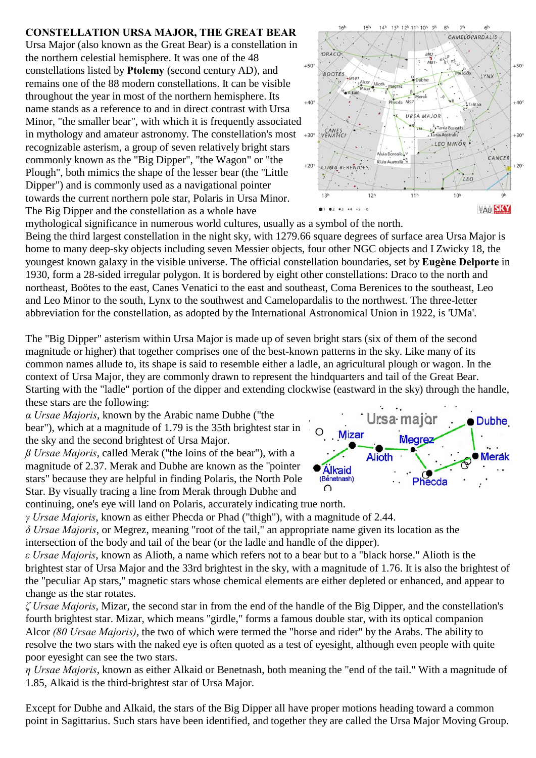**CONSTELLATION URSA MAJOR, THE GREAT BEAR**

Ursa Major (also known as the Great Bear) is a constellation in the northern celestial hemisphere. It was one of the 48 constellations listed by **Ptolemy** (second century AD), and remains one of the 88 modern constellations. It can be visible throughout the year in most of the northern hemisphere. Its name stands as a reference to and in direct contrast with Ursa Minor, "the smaller bear", with which it is frequently associated in mythology and amateur astronomy. The constellation's most recognizable asterism, a group of seven relatively bright stars commonly known as the "Big Dipper", "the Wagon" or "the Plough", both mimics the shape of the lesser bear (the "Little Dipper") and is commonly used as a navigational pointer towards the current northern pole star, Polaris in Ursa Minor. The Big Dipper and the constellation as a whole have mythological significance in numerous world cultures, usually as a symbol of the north.

Being the third largest constellation in the night sky, with 1279.66 square degrees of surface area Ursa Major is home to many deep-sky objects including seven Messier objects, four other NGC objects and I Zwicky 18, the youngest known galaxy in the visible universe. The official constellation boundaries, set by **Eugène Delporte** in 1930, form a 28-sided irregular polygon. It is bordered by eight other constellations: Draco to the north and northeast, Boötes to the east, Canes Venatici to the east and southeast, Coma Berenices to the southeast, Leo and Leo Minor to the south, Lynx to the southwest and Camelopardalis to the northwest. The three-letter abbreviation for the constellation, as adopted by the International Astronomical Union in 1922, is 'UMa'.

The "Big Dipper" asterism within Ursa Major is made up of seven bright stars (six of them of the second magnitude or higher) that together comprises one of the best-known patterns in the sky. Like many of its common names allude to, its shape is said to resemble either a ladle, an agricultural plough or wagon. In the context of Ursa Major, they are commonly drawn to represent the hindquarters and tail of the Great Bear. Starting with the "ladle" portion of the dipper and extending clockwise (eastward in the sky) through the handle, these stars are the following:

*α Ursae Majoris*, known by the Arabic name Dubhe ("the bear"), which at a magnitude of 1.79 is the 35th brightest star in the sky and the second brightest of Ursa Major.

*β Ursae Majoris*, called Merak ("the loins of the bear"), with a magnitude of 2.37. Merak and Dubhe are known as the "pointer stars" because they are helpful in finding Polaris, the North Pole Star. By visually tracing a line from Merak through Dubhe and continuing, one's eye will land on Polaris, accurately indicating true north.

*γ Ursae Majoris*, known as either Phecda or Phad ("thigh"), with a magnitude of 2.44.

*δ Ursae Majoris*, or Megrez, meaning "root of the tail," an appropriate name given its location as the intersection of the body and tail of the bear (or the ladle and handle of the dipper).

*ε Ursae Majoris*, known as Alioth, a name which refers not to a bear but to a "black horse." Alioth is the brightest star of Ursa Major and the 33rd brightest in the sky, with a magnitude of 1.76. It is also the brightest of the "peculiar Ap stars," magnetic stars whose chemical elements are either depleted or enhanced, and appear to change as the star rotates.

*ζ Ursae Majoris*, Mizar, the second star in from the end of the handle of the Big Dipper, and the constellation's fourth brightest star. Mizar, which means "girdle," forms a famous double star, with its optical companion Alcor *(80 Ursae Majoris)*, the two of which were termed the "horse and rider" by the Arabs. The ability to resolve the two stars with the naked eye is often quoted as a test of eyesight, although even people with quite poor eyesight can see the two stars.

*η Ursae Majoris*, known as either Alkaid or Benetnash, both meaning the "end of the tail." With a magnitude of 1.85, Alkaid is the third-brightest star of Ursa Major.

Except for Dubhe and Alkaid, the stars of the Big Dipper all have proper motions heading toward a common point in Sagittarius. Such stars have been identified, and together they are called the Ursa Major Moving Group.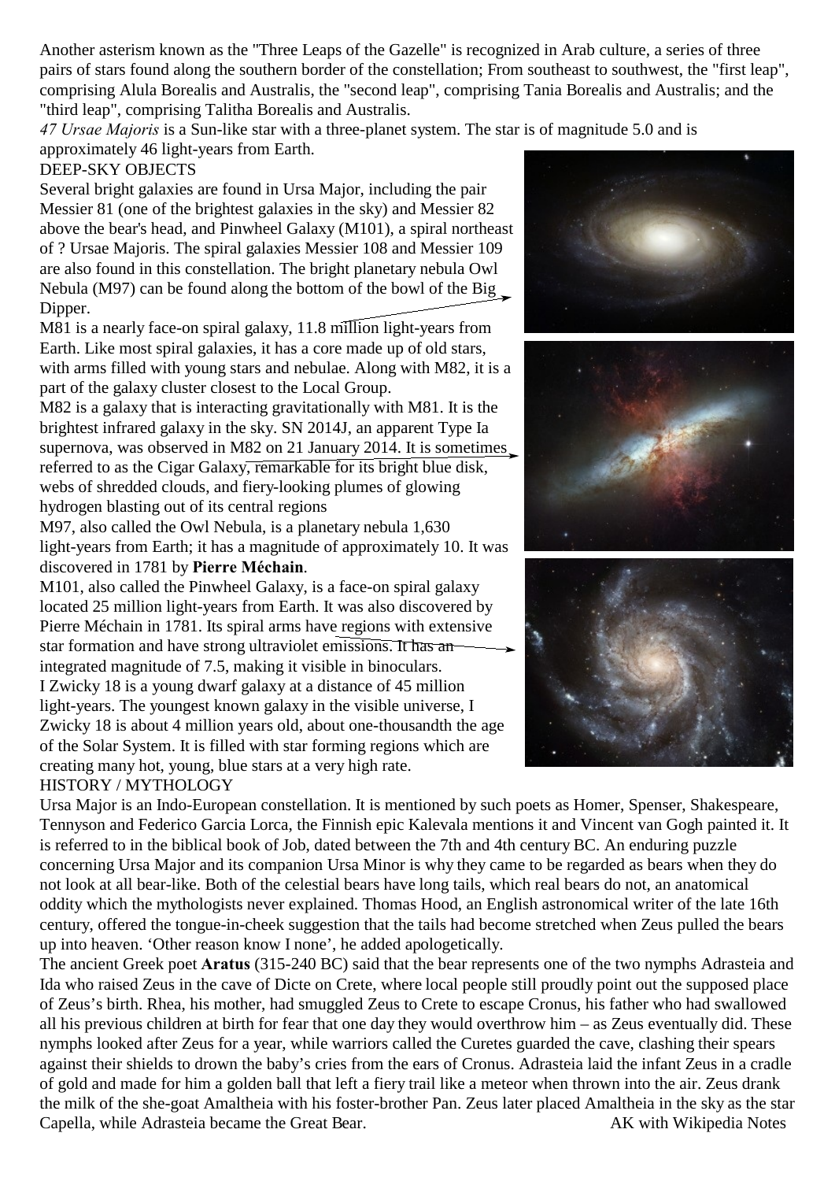Another asterism known as the "Three Leaps of the Gazelle" is recognized in Arab culture, a series of three pairs of stars found along the southern border of the constellation; From southeast to southwest, the "first leap", comprising Alula Borealis and Australis, the "second leap", comprising Tania Borealis and Australis; and the "third leap", comprising Talitha Borealis and Australis.

*47 Ursae Majoris* is a Sun-like star with a three-planet system. The star is of magnitude 5.0 and is approximately 46 light-years from Earth.

## DEEP-SKY OBJECTS

Several bright galaxies are found in Ursa Major, including the pair Messier 81 (one of the brightest galaxies in the sky) and Messier 82 above the bear's head, and Pinwheel Galaxy (M101), a spiral northeast of ? Ursae Majoris. The spiral galaxies Messier 108 and Messier 109 are also found in this constellation. The bright planetary nebula Owl Nebula (M97) can be found along the bottom of the bowl of the Big Dipper.

M81 is a nearly face-on spiral galaxy, 11.8 million light-years from Earth. Like most spiral galaxies, it has a core made up of old stars, with arms filled with young stars and nebulae. Along with M82, it is a part of the galaxy cluster closest to the Local Group.

M82 is a galaxy that is interacting gravitationally with M81. It is the brightest infrared galaxy in the sky. SN 2014J, an apparent Type Ia supernova, was observed in M82 on 21 January 2014. It is sometimes referred to as the Cigar Galaxy, remarkable for its bright blue disk, webs of shredded clouds, and fiery-looking plumes of glowing hydrogen blasting out of its central regions

M97, also called the Owl Nebula, is a planetary nebula 1,630 light-years from Earth; it has a magnitude of approximately 10. It was discovered in 1781 by **Pierre Méchain**.

M101, also called the Pinwheel Galaxy, is a face-on spiral galaxy located 25 million light-years from Earth. It was also discovered by Pierre Méchain in 1781. Its spiral arms have regions with extensive star formation and have strong ultraviolet emissions. It has an integrated magnitude of 7.5, making it visible in binoculars.

I Zwicky 18 is a young dwarf galaxy at a distance of 45 million light-years. The youngest known galaxy in the visible universe, I Zwicky 18 is about 4 million years old, about one-thousandth the age of the Solar System. It is filled with star forming regions which are creating many hot, young, blue stars at a very high rate.

## HISTORY / MYTHOLOGY

Ursa Major is an Indo-European constellation. It is mentioned by such poets as Homer, Spenser, Shakespeare, Tennyson and Federico Garcia Lorca, the Finnish epic Kalevala mentions it and Vincent van Gogh painted it. It is referred to in the biblical book of Job, dated between the 7th and 4th century BC. An enduring puzzle concerning Ursa Major and its companion Ursa Minor is why they came to be regarded as bears when they do not look at all bear-like. Both of the celestial bears have long tails, which real bears do not, an anatomical oddity which the mythologists never explained. Thomas Hood, an English astronomical writer of the late 16th century, offered the tongue-in-cheek suggestion that the tails had become stretched when Zeus pulled the bears up into heaven. 'Other reason know I none', he added apologetically.

The ancient Greek poet **Aratus** (315-240 BC) said that the bear represents one of the two nymphs Adrasteia and Ida who raised Zeus in the cave of Dicte on Crete, where local people still proudly point out the supposed place of Zeus's birth. Rhea, his mother, had smuggled Zeus to Crete to escape Cronus, his father who had swallowed all his previous children at birth for fear that one day they would overthrow him – as Zeus eventually did. These nymphs looked after Zeus for a year, while warriors called the Curetes guarded the cave, clashing their spears against their shields to drown the baby's cries from the ears of Cronus. Adrasteia laid the infant Zeus in a cradle of gold and made for him a golden ball that left a fiery trail like a meteor when thrown into the air. Zeus drank the milk of the she-goat Amaltheia with his foster-brother Pan. Zeus later placed Amaltheia in the sky as the star Capella, while Adrasteia became the Great Bear.

AK with Wikipedia Notes